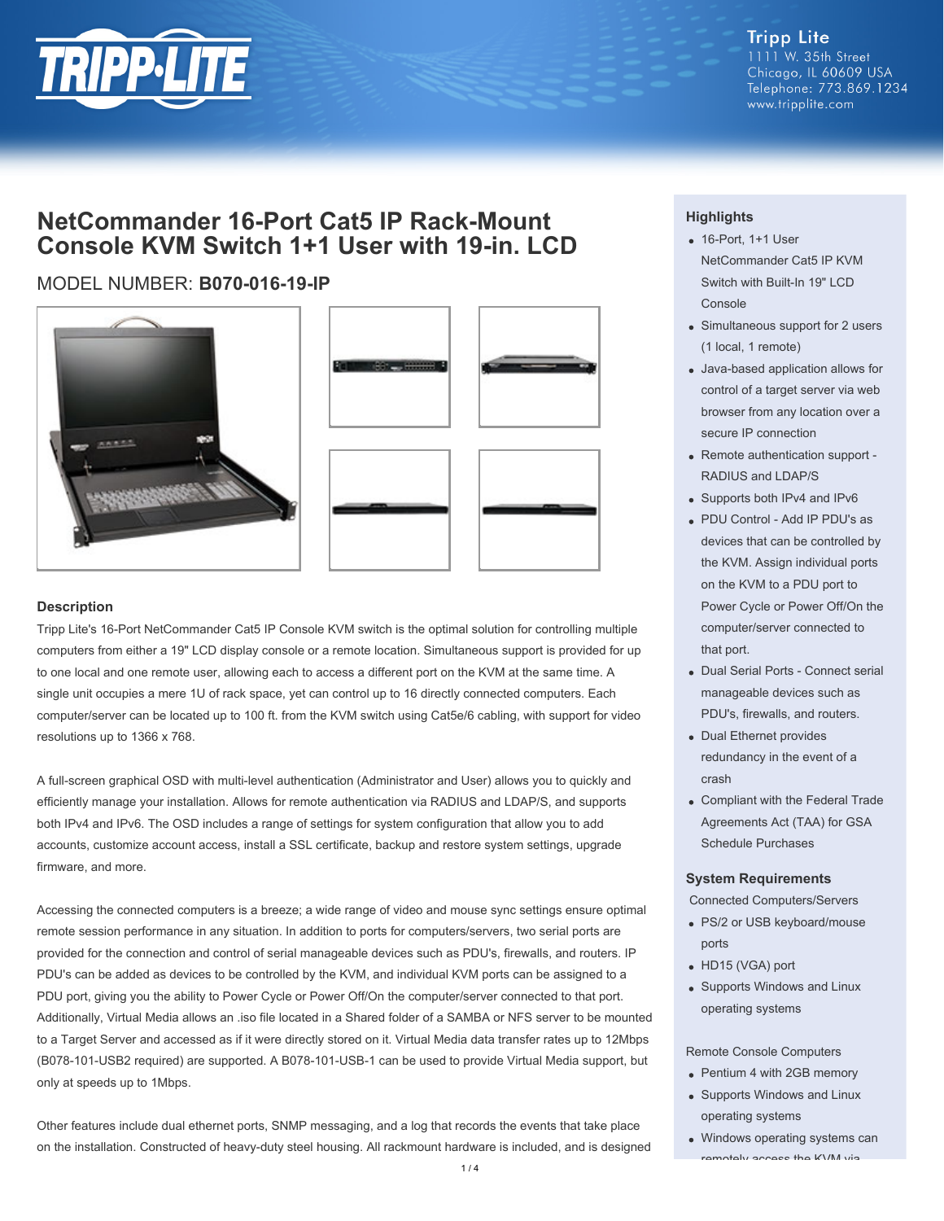Tripp Lite
1111 W. 35th Street
Chicago, IL 60609 USA
Telephone: 773.869.1234
www.tripplite.com

# NetCommander 16-Port Cat5 IP Rack-Mount Console KVM Switch 1+1 User with 19-in. LCD

MODEL NUMBER: **B070-016-19-IP**

## Description

Tripp Lite's 16-Port NetCommander Cat5 IP Console KVM switch is the optimal solution for controlling multiple computers from either a 19" LCD display console or a remote location. Simultaneous support is provided for up to one local and one remote user, allowing each to access a different port on the KVM at the same time. A single unit occupies a mere 1U of rack space, yet can control up to 16 directly connected computers. Each computer/server can be located up to 100 ft. from the KVM switch using Cat5e/6 cabling, with support for video resolutions up to 1366 x 768.

A full-screen graphical OSD with multi-level authentication (Administrator and User) allows you to quickly and efficiently manage your installation. Allows for remote authentication via RADIUS and LDAP/S, and supports both IPv4 and IPv6. The OSD includes a range of settings for system configuration that allow you to add accounts, customize account access, install a SSL certificate, backup and restore system settings, upgrade firmware, and more.

Accessing the connected computers is a breeze; a wide range of video and mouse sync settings ensure optimal remote session performance in any situation. In addition to ports for computers/servers, two serial ports are provided for the connection and control of serial manageable devices such as PDU's, firewalls, and routers. IP PDU's can be added as devices to be controlled by the KVM, and individual KVM ports can be assigned to a PDU port, giving you the ability to Power Cycle or Power Off/On the computer/server connected to that port. Additionally, Virtual Media allows an .iso file located in a Shared folder of a SAMBA or NFS server to be mounted to a Target Server and accessed as if it were directly stored on it. Virtual Media data transfer rates up to 12Mbps (B078-101-USB2 required) are supported. A B078-101-USB-1 can be used to provide Virtual Media support, but only at speeds up to 1Mbps.

Other features include dual ethernet ports, SNMP messaging, and a log that records the events that take place on the installation. Constructed of heavy-duty steel housing. All rackmount hardware is included, and is designed

## Highlights

- 16-Port, 1+1 User NetCommander Cat5 IP KVM Switch with Built-In 19" LCD Console
- Simultaneous support for 2 users (1 local, 1 remote)
- Java-based application allows for control of a target server via web browser from any location over a secure IP connection
- Remote authentication support - RADIUS and LDAP/S
- Supports both IPv4 and IPv6
- PDU Control - Add IP PDU's as devices that can be controlled by the KVM. Assign individual ports on the KVM to a PDU port to Power Cycle or Power Off/On the computer/server connected to that port.
- Dual Serial Ports - Connect serial manageable devices such as PDU's, firewalls, and routers.
- Dual Ethernet provides redundancy in the event of a crash
- Compliant with the Federal Trade Agreements Act (TAA) for GSA Schedule Purchases

## System Requirements

Connected Computers/Servers

- PS/2 or USB keyboard/mouse ports
- HD15 (VGA) port
- Supports Windows and Linux operating systems

Remote Console Computers

- Pentium 4 with 2GB memory
- Supports Windows and Linux operating systems
- Windows operating systems can remotely access the KVM via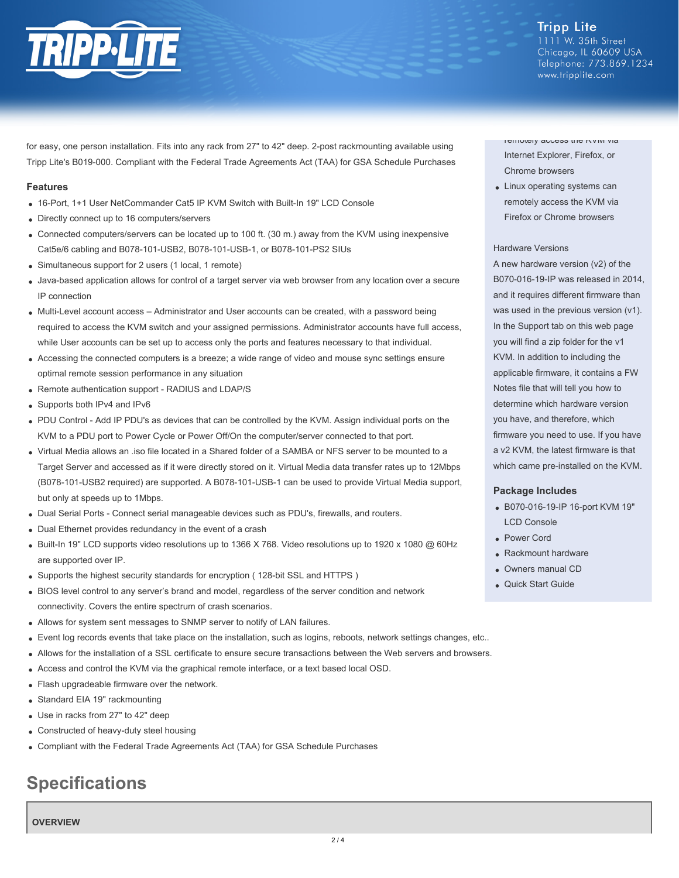for easy, one person installation. Fits into any rack from 27" to 42" deep. 2-post rackmounting available using Tripp Lite's B019-000. Compliant with the Federal Trade Agreements Act (TAA) for GSA Schedule Purchases

### Features

- 16-Port, 1+1 User NetCommander Cat5 IP KVM Switch with Built-In 19" LCD Console
- Directly connect up to 16 computers/servers
- Connected computers/servers can be located up to 100 ft. (30 m.) away from the KVM using inexpensive Cat5e/6 cabling and B078-101-USB2, B078-101-USB-1, or B078-101-PS2 SIUs
- Simultaneous support for 2 users (1 local, 1 remote)
- Java-based application allows for control of a target server via web browser from any location over a secure IP connection
- Multi-Level account access – Administrator and User accounts can be created, with a password being required to access the KVM switch and your assigned permissions. Administrator accounts have full access, while User accounts can be set up to access only the ports and features necessary to that individual.
- Accessing the connected computers is a breeze; a wide range of video and mouse sync settings ensure optimal remote session performance in any situation
- Remote authentication support - RADIUS and LDAP/S
- Supports both IPv4 and IPv6
- PDU Control - Add IP PDU's as devices that can be controlled by the KVM. Assign individual ports on the KVM to a PDU port to Power Cycle or Power Off/On the computer/server connected to that port.
- Virtual Media allows an .iso file located in a Shared folder of a SAMBA or NFS server to be mounted to a Target Server and accessed as if it were directly stored on it. Virtual Media data transfer rates up to 12Mbps (B078-101-USB2 required) are supported. A B078-101-USB-1 can be used to provide Virtual Media support, but only at speeds up to 1Mbps.
- Dual Serial Ports - Connect serial manageable devices such as PDU's, firewalls, and routers.
- Dual Ethernet provides redundancy in the event of a crash
- Built-In 19" LCD supports video resolutions up to 1366 X 768. Video resolutions up to 1920 x 1080 @ 60Hz are supported over IP.
- Supports the highest security standards for encryption ( 128-bit SSL and HTTPS )
- BIOS level control to any server's brand and model, regardless of the server condition and network connectivity. Covers the entire spectrum of crash scenarios.
- Allows for system sent messages to SNMP server to notify of LAN failures.
- Event log records events that take place on the installation, such as logins, reboots, network settings changes, etc..
- Allows for the installation of a SSL certificate to ensure secure transactions between the Web servers and browsers.
- Access and control the KVM via the graphical remote interface, or a text based local OSD.
- Flash upgradeable firmware over the network.
- Standard EIA 19" rackmounting
- Use in racks from 27" to 42" deep
- Constructed of heavy-duty steel housing
- Compliant with the Federal Trade Agreements Act (TAA) for GSA Schedule Purchases

remotely access the KVM via Internet Explorer, Firefox, or Chrome browsers

- Linux operating systems can remotely access the KVM via Firefox or Chrome browsers

Hardware Versions

A new hardware version (v2) of the B070-016-19-IP was released in 2014, and it requires different firmware than was used in the previous version (v1). In the Support tab on this web page you will find a zip folder for the v1 KVM. In addition to including the applicable firmware, it contains a FW Notes file that will tell you how to determine which hardware version you have, and therefore, which firmware you need to use. If you have a v2 KVM, the latest firmware is that which came pre-installed on the KVM.

### Package Includes

- B070-016-19-IP 16-port KVM 19" LCD Console
- Power Cord
- Rackmount hardware
- Owners manual CD
- Quick Start Guide

## Specifications

**OVERVIEW**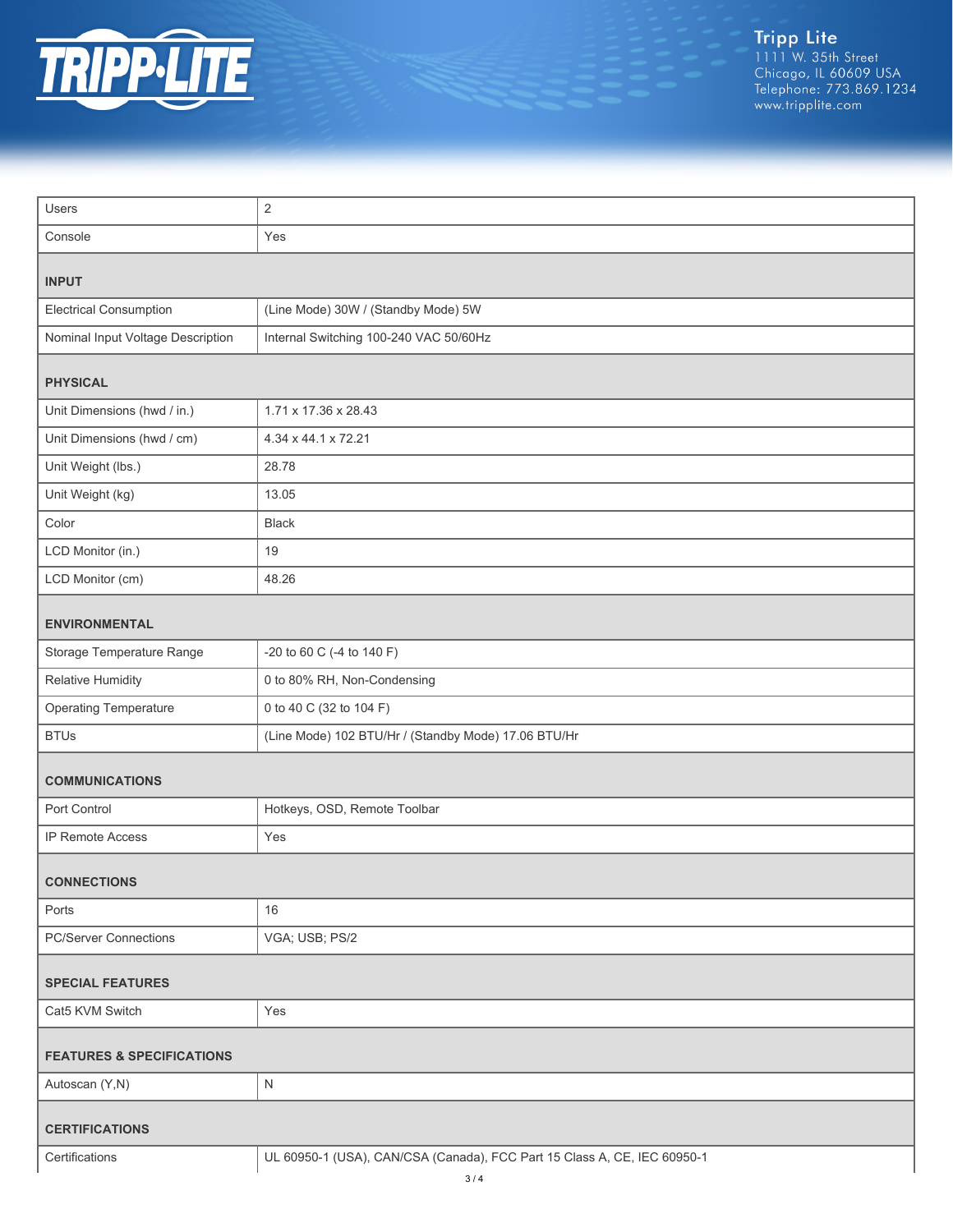| | |
|---|---|
| Users | 2 |
| Console | Yes |

## INPUT

| | |
|---|---|
| Electrical Consumption | (Line Mode) 30W / (Standby Mode) 5W |
| Nominal Input Voltage Description | Internal Switching 100-240 VAC 50/60Hz |

## PHYSICAL

| | |
|---|---|
| Unit Dimensions (hwd / in.) | 1.71 x 17.36 x 28.43 |
| Unit Dimensions (hwd / cm) | 4.34 x 44.1 x 72.21 |
| Unit Weight (lbs.) | 28.78 |
| Unit Weight (kg) | 13.05 |
| Color | Black |
| LCD Monitor (in.) | 19 |
| LCD Monitor (cm) | 48.26 |

## ENVIRONMENTAL

| | |
|---|---|
| Storage Temperature Range | -20 to 60 C (-4 to 140 F) |
| Relative Humidity | 0 to 80% RH, Non-Condensing |
| Operating Temperature | 0 to 40 C (32 to 104 F) |
| BTUs | (Line Mode) 102 BTU/Hr / (Standby Mode) 17.06 BTU/Hr |

## COMMUNICATIONS

| | |
|---|---|
| Port Control | Hotkeys, OSD, Remote Toolbar |
| IP Remote Access | Yes |

## CONNECTIONS

| | |
|---|---|
| Ports | 16 |
| PC/Server Connections | VGA; USB; PS/2 |

## SPECIAL FEATURES

| | |
|---|---|
| Cat5 KVM Switch | Yes |

## FEATURES & SPECIFICATIONS

| | |
|---|---|
| Autoscan (Y,N) | N |

## CERTIFICATIONS

| | |
|---|---|
| Certifications | UL 60950-1 (USA), CAN/CSA (Canada), FCC Part 15 Class A, CE, IEC 60950-1 |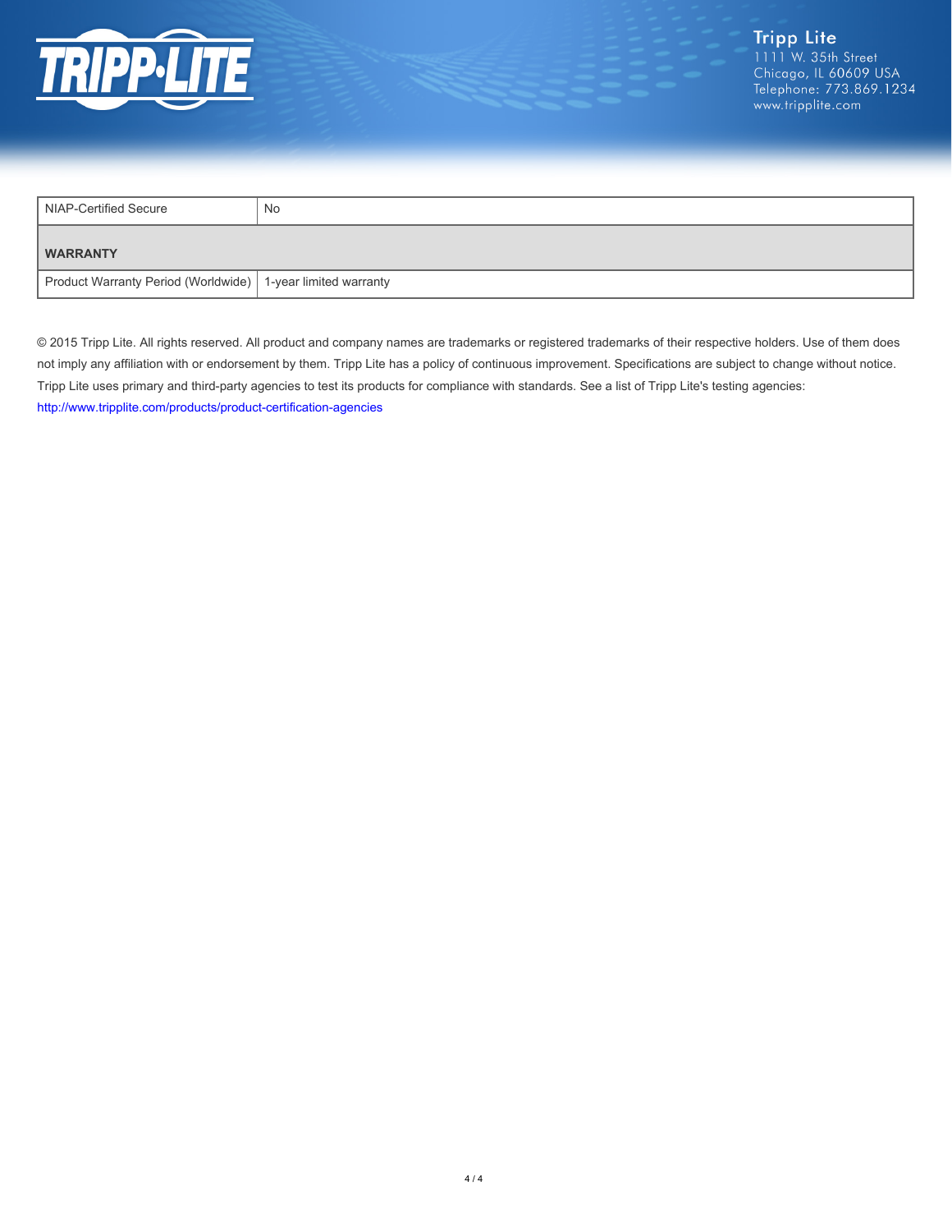| | |
|---|---|
| NIAP-Certified Secure | No |
| **WARRANTY** | |
| Product Warranty Period (Worldwide) | 1-year limited warranty |

© 2015 Tripp Lite. All rights reserved. All product and company names are trademarks or registered trademarks of their respective holders. Use of them does not imply any affiliation with or endorsement by them. Tripp Lite has a policy of continuous improvement. Specifications are subject to change without notice. Tripp Lite uses primary and third-party agencies to test its products for compliance with standards. See a list of Tripp Lite's testing agencies: http://www.tripplite.com/products/product-certification-agencies